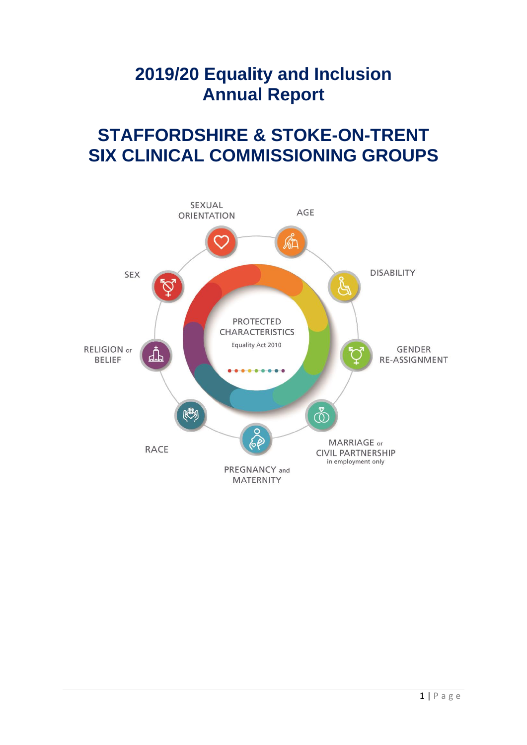# 2019/20 Equality and Inclusion Annual Report

# STAFFORDSHIRE & STOKE-ON-TRENT SIX CLINICAL COMMISSIONING GROUPS

PROTECTED CHARACTERISTICS

Equality Act 2010

- SEXUAL ORIENTATION
- AGE
- DISABILITY
- GENDER RE-ASSIGNMENT
- MARRIAGE or CIVIL PARTNERSHIP in employment only
- PREGNANCY and MATERNITY
- RACE
- RELIGION or BELIEF
- SEX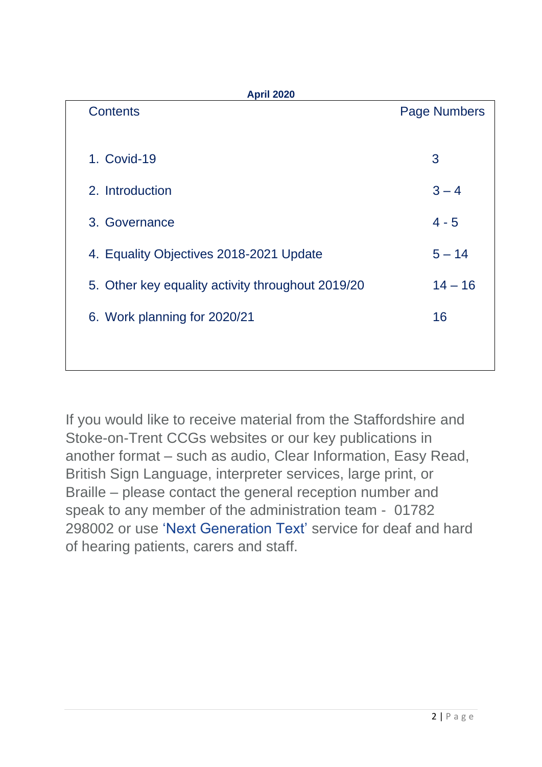**April 2020**

| Contents | Page Numbers |
| --- | --- |
| 1. Covid-19 | 3 |
| 2. Introduction | 3 – 4 |
| 3. Governance | 4 - 5 |
| 4. Equality Objectives 2018-2021 Update | 5 – 14 |
| 5. Other key equality activity throughout 2019/20 | 14 – 16 |
| 6. Work planning for 2020/21 | 16 |

If you would like to receive material from the Staffordshire and Stoke-on-Trent CCGs websites or our key publications in another format – such as audio, Clear Information, Easy Read, British Sign Language, interpreter services, large print, or Braille – please contact the general reception number and speak to any member of the administration team - 01782 298002 or use 'Next Generation Text' service for deaf and hard of hearing patients, carers and staff.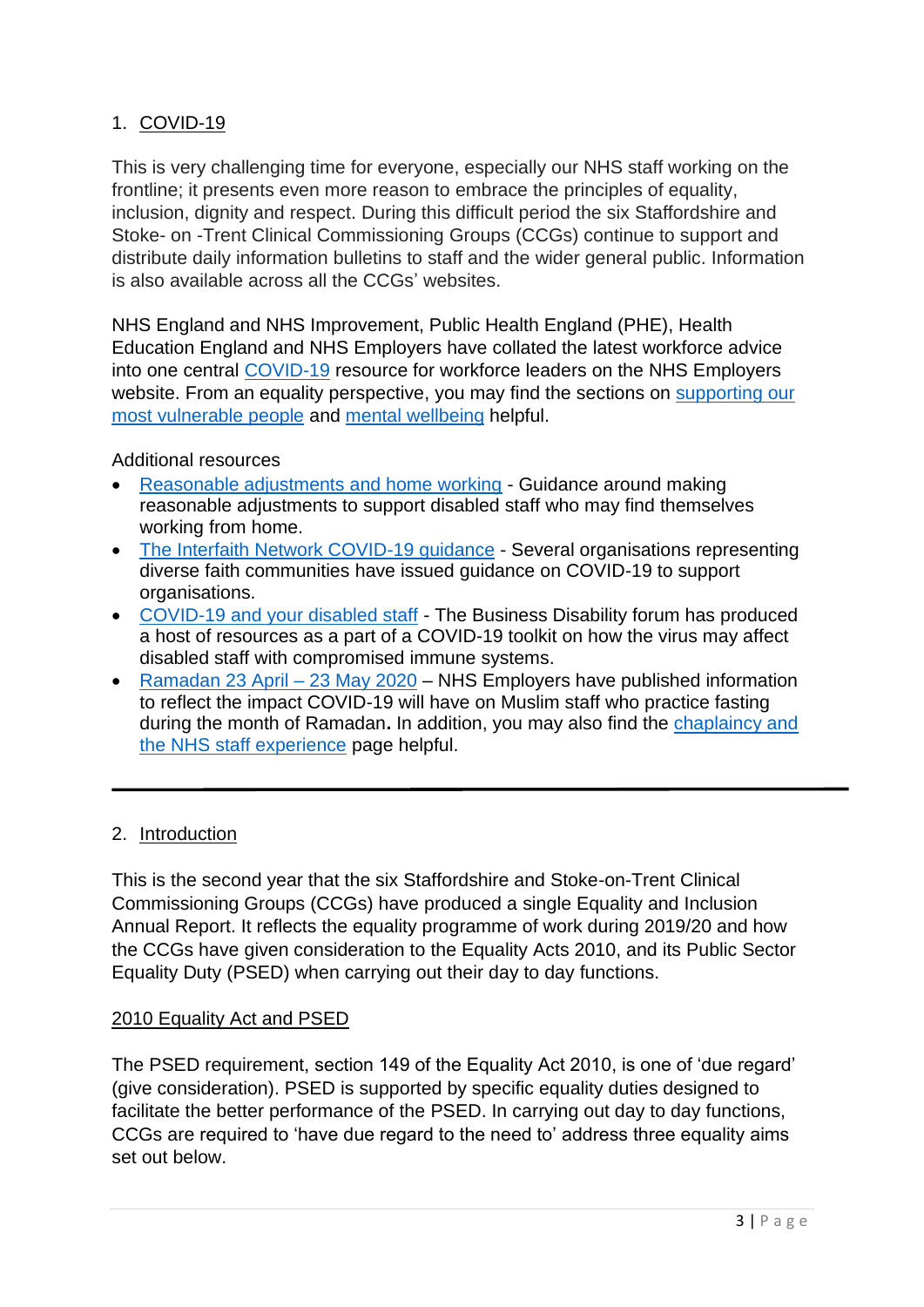## 1. COVID-19

This is very challenging time for everyone, especially our NHS staff working on the frontline; it presents even more reason to embrace the principles of equality, inclusion, dignity and respect. During this difficult period the six Staffordshire and Stoke- on -Trent Clinical Commissioning Groups (CCGs) continue to support and distribute daily information bulletins to staff and the wider general public. Information is also available across all the CCGs' websites.

NHS England and NHS Improvement, Public Health England (PHE), Health Education England and NHS Employers have collated the latest workforce advice into one central COVID-19 resource for workforce leaders on the NHS Employers website. From an equality perspective, you may find the sections on supporting our most vulnerable people and mental wellbeing helpful.

Additional resources

- Reasonable adjustments and home working - Guidance around making reasonable adjustments to support disabled staff who may find themselves working from home.
- The Interfaith Network COVID-19 guidance - Several organisations representing diverse faith communities have issued guidance on COVID-19 to support organisations.
- COVID-19 and your disabled staff - The Business Disability forum has produced a host of resources as a part of a COVID-19 toolkit on how the virus may affect disabled staff with compromised immune systems.
- Ramadan 23 April – 23 May 2020 – NHS Employers have published information to reflect the impact COVID-19 will have on Muslim staff who practice fasting during the month of Ramadan**.** In addition, you may also find the chaplaincy and the NHS staff experience page helpful.

---

## 2. Introduction

This is the second year that the six Staffordshire and Stoke-on-Trent Clinical Commissioning Groups (CCGs) have produced a single Equality and Inclusion Annual Report. It reflects the equality programme of work during 2019/20 and how the CCGs have given consideration to the Equality Acts 2010, and its Public Sector Equality Duty (PSED) when carrying out their day to day functions.

### 2010 Equality Act and PSED

The PSED requirement, section 149 of the Equality Act 2010, is one of 'due regard' (give consideration). PSED is supported by specific equality duties designed to facilitate the better performance of the PSED. In carrying out day to day functions, CCGs are required to 'have due regard to the need to' address three equality aims set out below.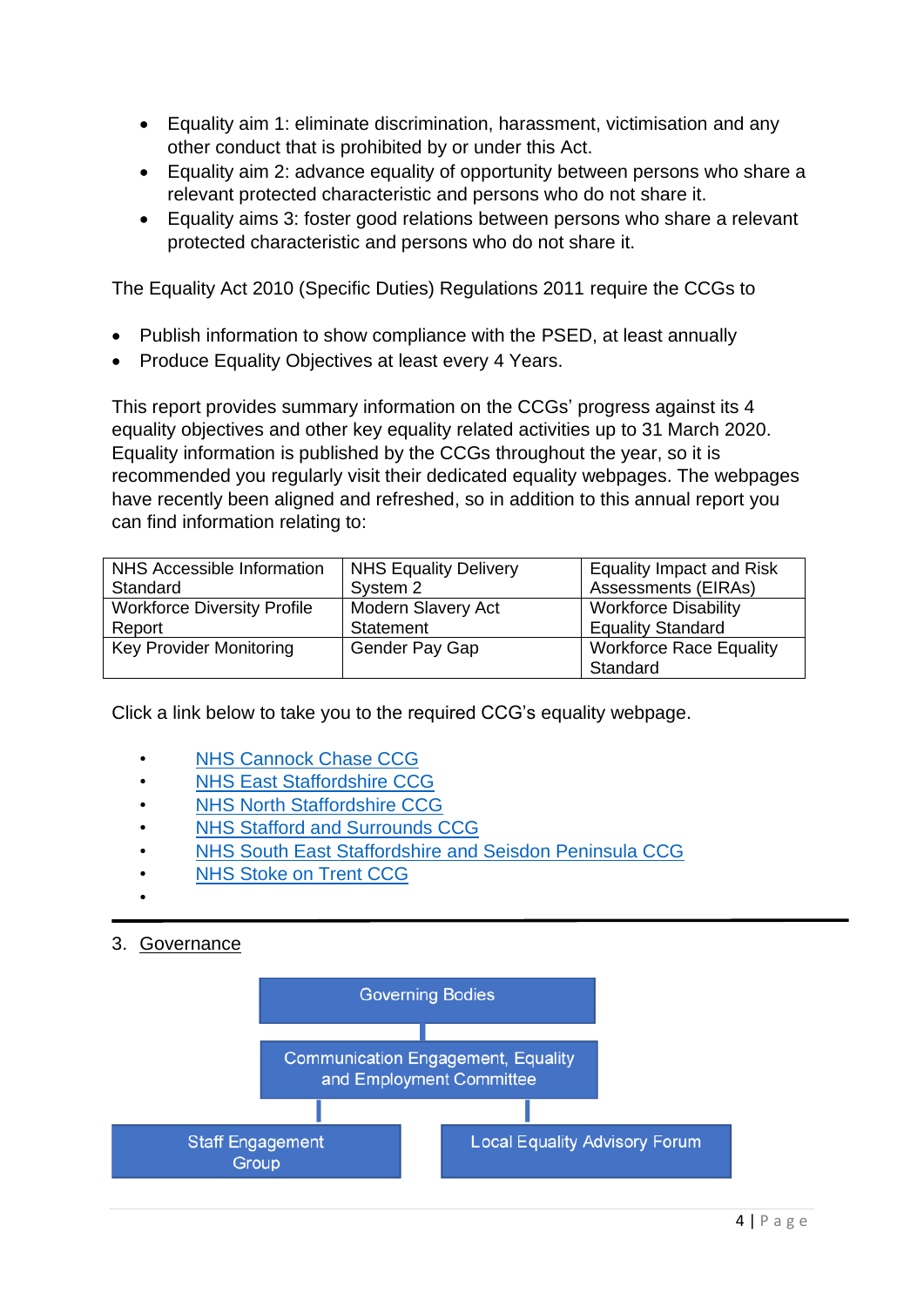- Equality aim 1: eliminate discrimination, harassment, victimisation and any other conduct that is prohibited by or under this Act.
- Equality aim 2: advance equality of opportunity between persons who share a relevant protected characteristic and persons who do not share it.
- Equality aims 3: foster good relations between persons who share a relevant protected characteristic and persons who do not share it.

The Equality Act 2010 (Specific Duties) Regulations 2011 require the CCGs to

- Publish information to show compliance with the PSED, at least annually
- Produce Equality Objectives at least every 4 Years.

This report provides summary information on the CCGs' progress against its 4 equality objectives and other key equality related activities up to 31 March 2020. Equality information is published by the CCGs throughout the year, so it is recommended you regularly visit their dedicated equality webpages. The webpages have recently been aligned and refreshed, so in addition to this annual report you can find information relating to:

| | | |
|---|---|---|
| NHS Accessible Information Standard | NHS Equality Delivery System 2 | Equality Impact and Risk Assessments (EIRAs) |
| Workforce Diversity Profile Report | Modern Slavery Act Statement | Workforce Disability Equality Standard |
| Key Provider Monitoring | Gender Pay Gap | Workforce Race Equality Standard |

Click a link below to take you to the required CCG's equality webpage.

- NHS Cannock Chase CCG
- NHS East Staffordshire CCG
- NHS North Staffordshire CCG
- NHS Stafford and Surrounds CCG
- NHS South East Staffordshire and Seisdon Peninsula CCG
- NHS Stoke on Trent CCG

## 3. Governance

- Governing Bodies
  - Communication Engagement, Equality and Employment Committee
    - Staff Engagement Group
    - Local Equality Advisory Forum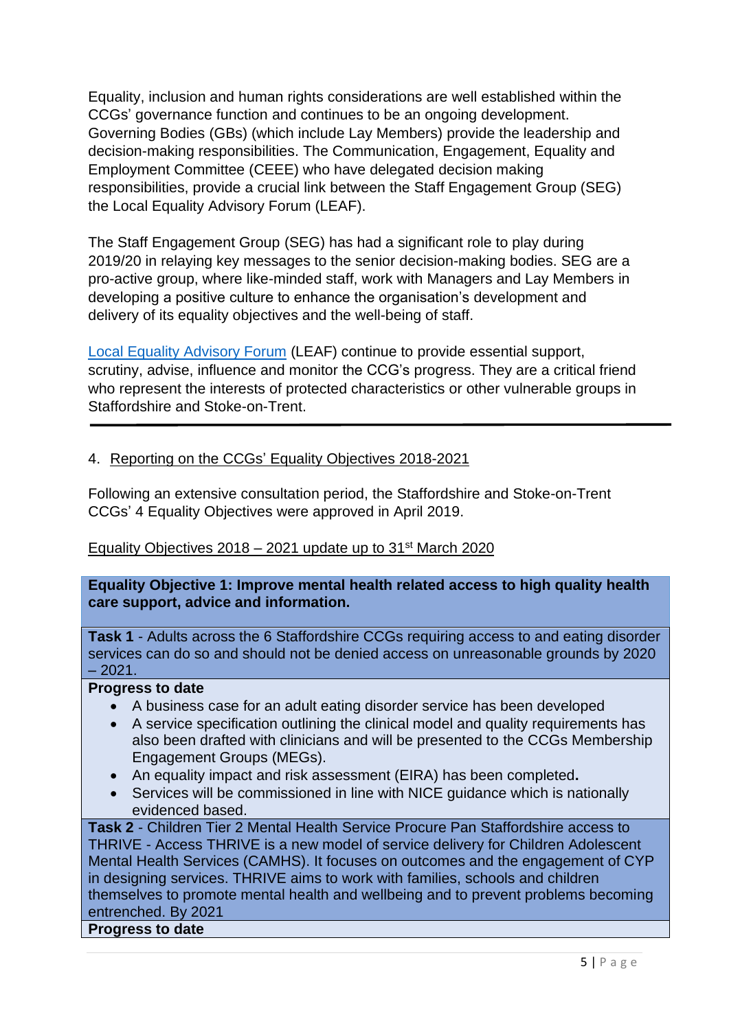Equality, inclusion and human rights considerations are well established within the CCGs' governance function and continues to be an ongoing development. Governing Bodies (GBs) (which include Lay Members) provide the leadership and decision-making responsibilities. The Communication, Engagement, Equality and Employment Committee (CEEE) who have delegated decision making responsibilities, provide a crucial link between the Staff Engagement Group (SEG) the Local Equality Advisory Forum (LEAF).

The Staff Engagement Group (SEG) has had a significant role to play during 2019/20 in relaying key messages to the senior decision-making bodies. SEG are a pro-active group, where like-minded staff, work with Managers and Lay Members in developing a positive culture to enhance the organisation's development and delivery of its equality objectives and the well-being of staff.

Local Equality Advisory Forum (LEAF) continue to provide essential support, scrutiny, advise, influence and monitor the CCG's progress. They are a critical friend who represent the interests of protected characteristics or other vulnerable groups in Staffordshire and Stoke-on-Trent.

---

## 4. Reporting on the CCGs' Equality Objectives 2018-2021

Following an extensive consultation period, the Staffordshire and Stoke-on-Trent CCGs' 4 Equality Objectives were approved in April 2019.

### Equality Objectives 2018 – 2021 update up to 31st March 2020

| **Equality Objective 1: Improve mental health related access to high quality health care support, advice and information.** |
|---|
| **Task 1** - Adults across the 6 Staffordshire CCGs requiring access to and eating disorder services can do so and should not be denied access on unreasonable grounds by 2020 – 2021. |
| **Progress to date**<br>• A business case for an adult eating disorder service has been developed<br>• A service specification outlining the clinical model and quality requirements has also been drafted with clinicians and will be presented to the CCGs Membership Engagement Groups (MEGs).<br>• An equality impact and risk assessment (EIRA) has been completed**.**<br>• Services will be commissioned in line with NICE guidance which is nationally evidenced based. |
| **Task 2** - Children Tier 2 Mental Health Service Procure Pan Staffordshire access to THRIVE - Access THRIVE is a new model of service delivery for Children Adolescent Mental Health Services (CAMHS). It focuses on outcomes and the engagement of CYP in designing services. THRIVE aims to work with families, schools and children themselves to promote mental health and wellbeing and to prevent problems becoming entrenched. By 2021 |
| **Progress to date** |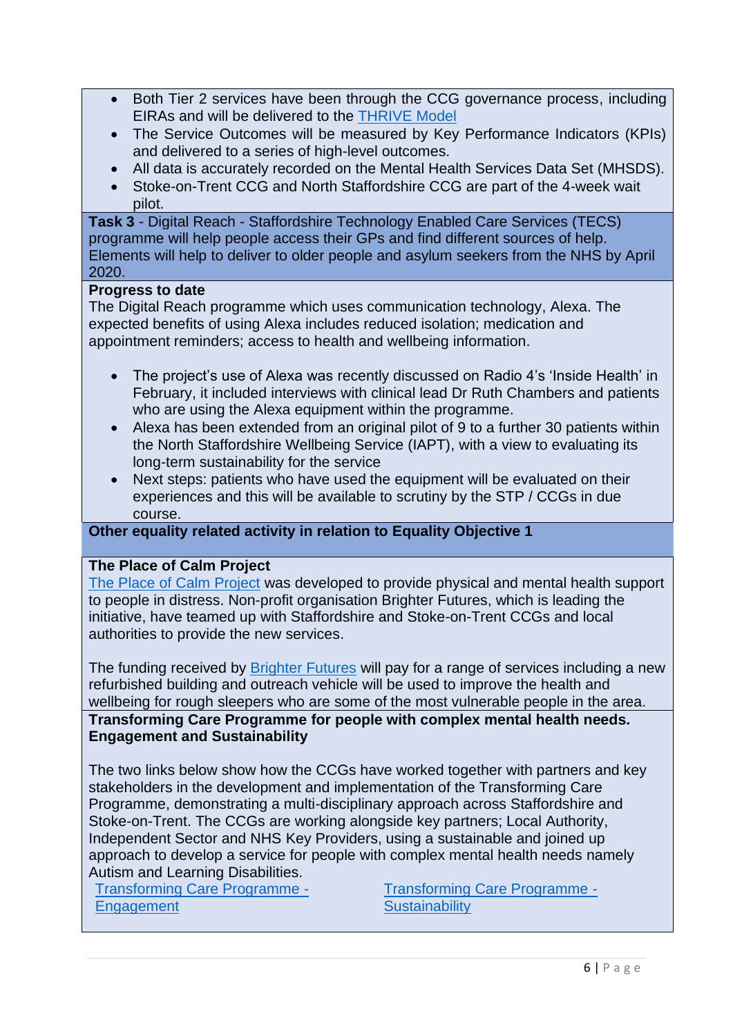- Both Tier 2 services have been through the CCG governance process, including EIRAs and will be delivered to the THRIVE Model
- The Service Outcomes will be measured by Key Performance Indicators (KPIs) and delivered to a series of high-level outcomes.
- All data is accurately recorded on the Mental Health Services Data Set (MHSDS).
- Stoke-on-Trent CCG and North Staffordshire CCG are part of the 4-week wait pilot.

**Task 3** - Digital Reach - Staffordshire Technology Enabled Care Services (TECS) programme will help people access their GPs and find different sources of help. Elements will help to deliver to older people and asylum seekers from the NHS by April 2020.

**Progress to date**

The Digital Reach programme which uses communication technology, Alexa. The expected benefits of using Alexa includes reduced isolation; medication and appointment reminders; access to health and wellbeing information.

- The project's use of Alexa was recently discussed on Radio 4's 'Inside Health' in February, it included interviews with clinical lead Dr Ruth Chambers and patients who are using the Alexa equipment within the programme.
- Alexa has been extended from an original pilot of 9 to a further 30 patients within the North Staffordshire Wellbeing Service (IAPT), with a view to evaluating its long-term sustainability for the service
- Next steps: patients who have used the equipment will be evaluated on their experiences and this will be available to scrutiny by the STP / CCGs in due course.

**Other equality related activity in relation to Equality Objective 1**

**The Place of Calm Project**

The Place of Calm Project was developed to provide physical and mental health support to people in distress. Non-profit organisation Brighter Futures, which is leading the initiative, have teamed up with Staffordshire and Stoke-on-Trent CCGs and local authorities to provide the new services.

The funding received by Brighter Futures will pay for a range of services including a new refurbished building and outreach vehicle will be used to improve the health and wellbeing for rough sleepers who are some of the most vulnerable people in the area.

**Transforming Care Programme for people with complex mental health needs. Engagement and Sustainability**

The two links below show how the CCGs have worked together with partners and key stakeholders in the development and implementation of the Transforming Care Programme, demonstrating a multi-disciplinary approach across Staffordshire and Stoke-on-Trent. The CCGs are working alongside key partners; Local Authority, Independent Sector and NHS Key Providers, using a sustainable and joined up approach to develop a service for people with complex mental health needs namely Autism and Learning Disabilities.

Transforming Care Programme - Engagement

Transforming Care Programme - Sustainability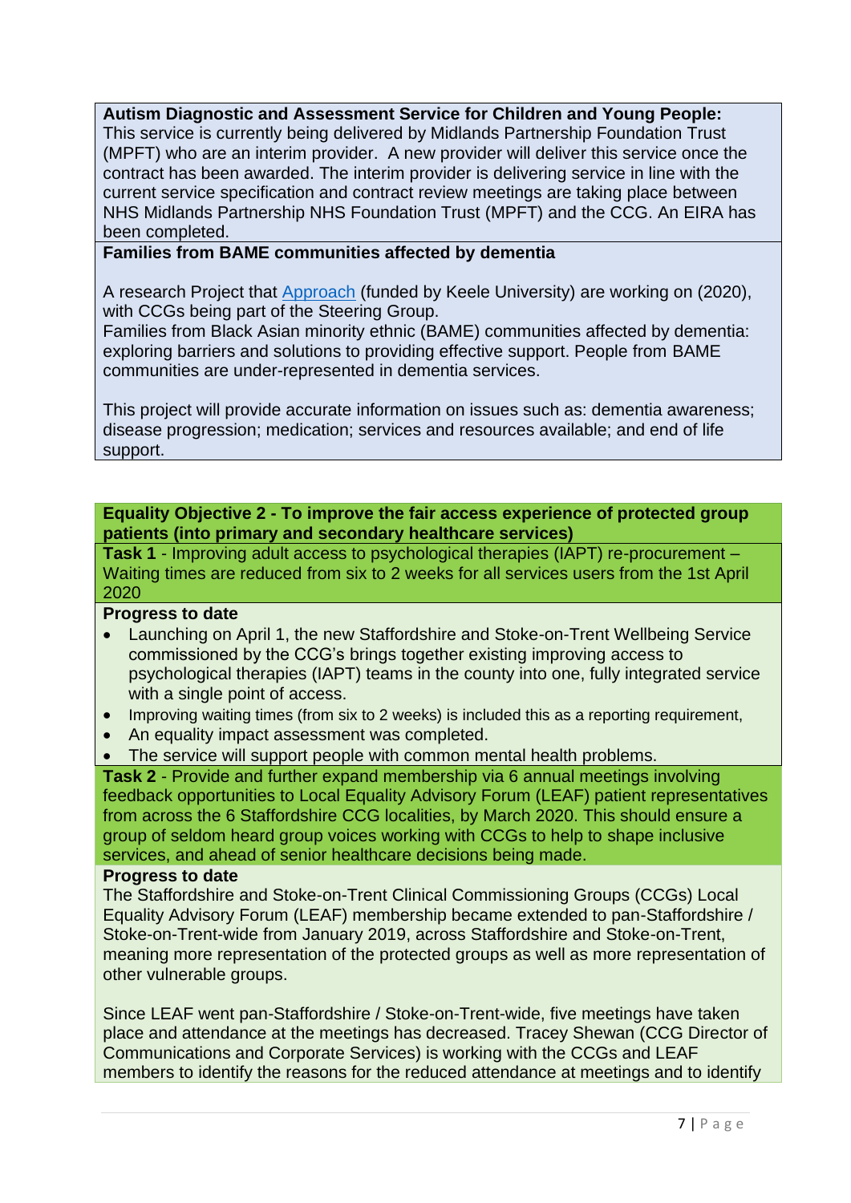**Autism Diagnostic and Assessment Service for Children and Young People:** This service is currently being delivered by Midlands Partnership Foundation Trust (MPFT) who are an interim provider. A new provider will deliver this service once the contract has been awarded. The interim provider is delivering service in line with the current service specification and contract review meetings are taking place between NHS Midlands Partnership NHS Foundation Trust (MPFT) and the CCG. An EIRA has been completed.

**Families from BAME communities affected by dementia**

A research Project that Approach (funded by Keele University) are working on (2020), with CCGs being part of the Steering Group.
Families from Black Asian minority ethnic (BAME) communities affected by dementia: exploring barriers and solutions to providing effective support. People from BAME communities are under-represented in dementia services.

This project will provide accurate information on issues such as: dementia awareness; disease progression; medication; services and resources available; and end of life support.

**Equality Objective 2 - To improve the fair access experience of protected group patients (into primary and secondary healthcare services)**

**Task 1** - Improving adult access to psychological therapies (IAPT) re-procurement – Waiting times are reduced from six to 2 weeks for all services users from the 1st April 2020

**Progress to date**

- Launching on April 1, the new Staffordshire and Stoke-on-Trent Wellbeing Service commissioned by the CCG's brings together existing improving access to psychological therapies (IAPT) teams in the county into one, fully integrated service with a single point of access.
- Improving waiting times (from six to 2 weeks) is included this as a reporting requirement,
- An equality impact assessment was completed.
- The service will support people with common mental health problems.

**Task 2** - Provide and further expand membership via 6 annual meetings involving feedback opportunities to Local Equality Advisory Forum (LEAF) patient representatives from across the 6 Staffordshire CCG localities, by March 2020. This should ensure a group of seldom heard group voices working with CCGs to help to shape inclusive services, and ahead of senior healthcare decisions being made.

**Progress to date**

The Staffordshire and Stoke-on-Trent Clinical Commissioning Groups (CCGs) Local Equality Advisory Forum (LEAF) membership became extended to pan-Staffordshire / Stoke-on-Trent-wide from January 2019, across Staffordshire and Stoke-on-Trent, meaning more representation of the protected groups as well as more representation of other vulnerable groups.

Since LEAF went pan-Staffordshire / Stoke-on-Trent-wide, five meetings have taken place and attendance at the meetings has decreased. Tracey Shewan (CCG Director of Communications and Corporate Services) is working with the CCGs and LEAF members to identify the reasons for the reduced attendance at meetings and to identify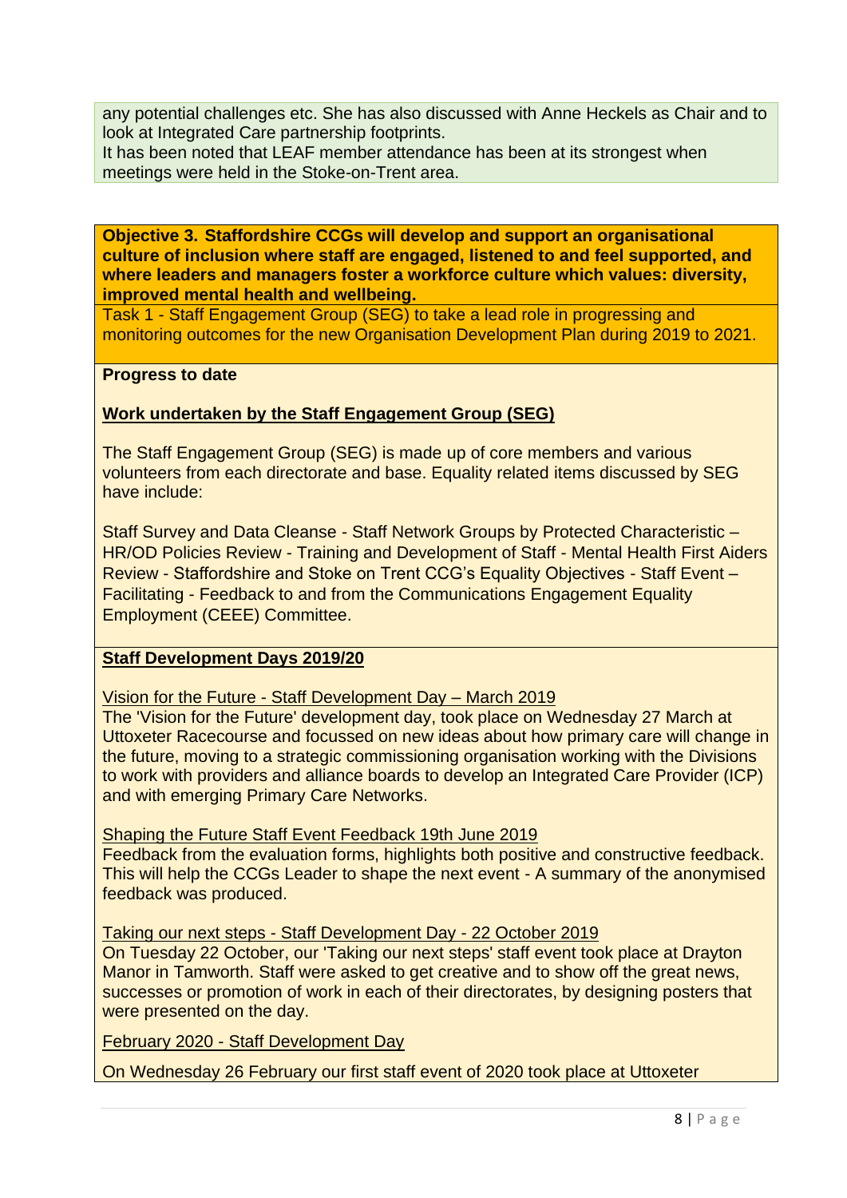any potential challenges etc. She has also discussed with Anne Heckels as Chair and to look at Integrated Care partnership footprints.

It has been noted that LEAF member attendance has been at its strongest when meetings were held in the Stoke-on-Trent area.

**Objective 3. Staffordshire CCGs will develop and support an organisational culture of inclusion where staff are engaged, listened to and feel supported, and where leaders and managers foster a workforce culture which values: diversity, improved mental health and wellbeing.**

Task 1 - Staff Engagement Group (SEG) to take a lead role in progressing and monitoring outcomes for the new Organisation Development Plan during 2019 to 2021.

**Progress to date**

**Work undertaken by the Staff Engagement Group (SEG)**

The Staff Engagement Group (SEG) is made up of core members and various volunteers from each directorate and base. Equality related items discussed by SEG have include:

Staff Survey and Data Cleanse - Staff Network Groups by Protected Characteristic – HR/OD Policies Review - Training and Development of Staff - Mental Health First Aiders Review - Staffordshire and Stoke on Trent CCG's Equality Objectives - Staff Event – Facilitating - Feedback to and from the Communications Engagement Equality Employment (CEEE) Committee.

**Staff Development Days 2019/20**

Vision for the Future - Staff Development Day – March 2019

The 'Vision for the Future' development day, took place on Wednesday 27 March at Uttoxeter Racecourse and focussed on new ideas about how primary care will change in the future, moving to a strategic commissioning organisation working with the Divisions to work with providers and alliance boards to develop an Integrated Care Provider (ICP) and with emerging Primary Care Networks.

Shaping the Future Staff Event Feedback 19th June 2019

Feedback from the evaluation forms, highlights both positive and constructive feedback. This will help the CCGs Leader to shape the next event - A summary of the anonymised feedback was produced.

Taking our next steps - Staff Development Day - 22 October 2019

On Tuesday 22 October, our 'Taking our next steps' staff event took place at Drayton Manor in Tamworth. Staff were asked to get creative and to show off the great news, successes or promotion of work in each of their directorates, by designing posters that were presented on the day.

February 2020 - Staff Development Day

On Wednesday 26 February our first staff event of 2020 took place at Uttoxeter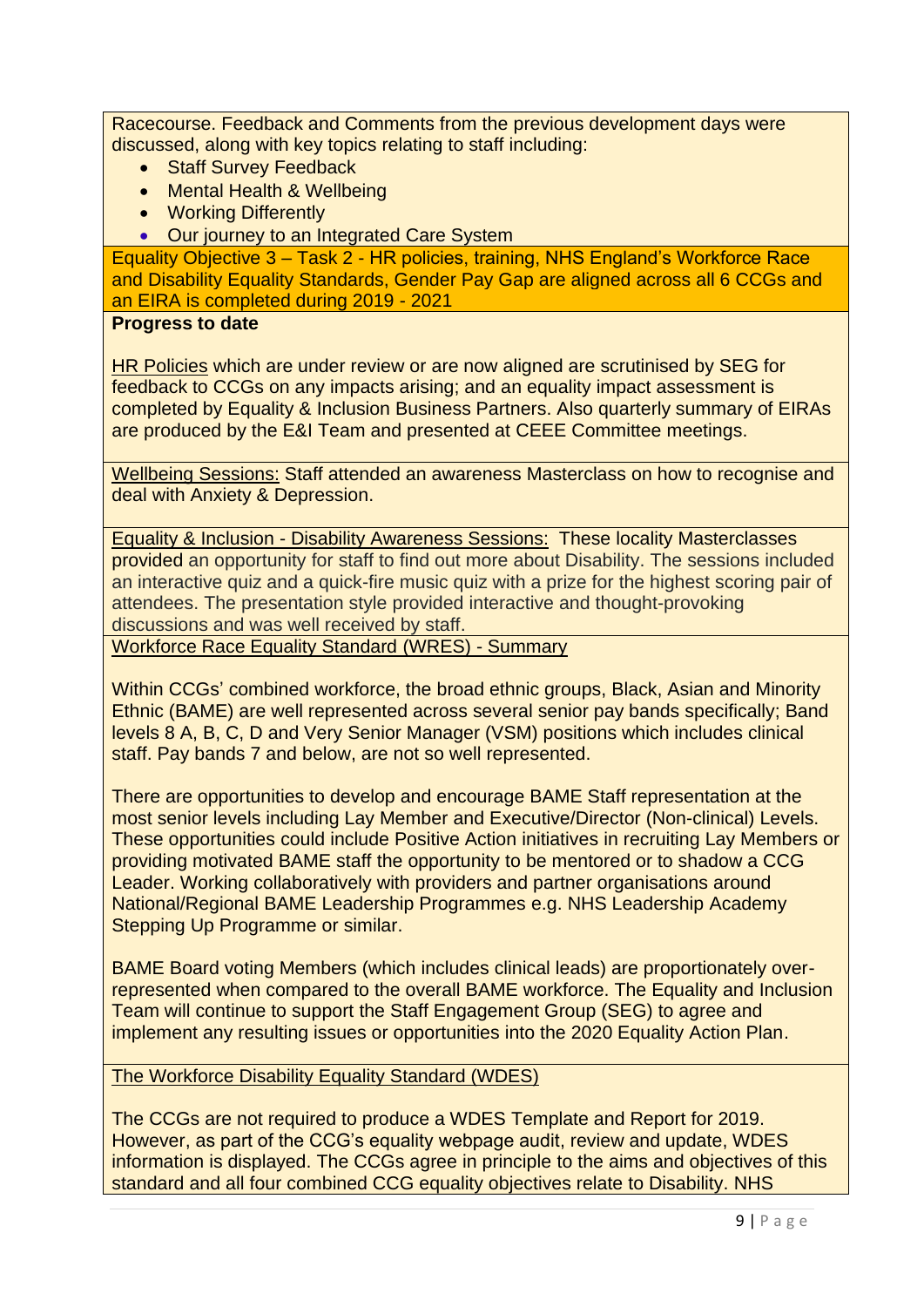Racecourse. Feedback and Comments from the previous development days were discussed, along with key topics relating to staff including:

- Staff Survey Feedback
- Mental Health & Wellbeing
- Working Differently
- Our journey to an Integrated Care System

Equality Objective 3 – Task 2 - HR policies, training, NHS England's Workforce Race and Disability Equality Standards, Gender Pay Gap are aligned across all 6 CCGs and an EIRA is completed during 2019 - 2021

**Progress to date**

HR Policies which are under review or are now aligned are scrutinised by SEG for feedback to CCGs on any impacts arising; and an equality impact assessment is completed by Equality & Inclusion Business Partners. Also quarterly summary of EIRAs are produced by the E&I Team and presented at CEEE Committee meetings.

Wellbeing Sessions: Staff attended an awareness Masterclass on how to recognise and deal with Anxiety & Depression.

Equality & Inclusion - Disability Awareness Sessions: These locality Masterclasses provided an opportunity for staff to find out more about Disability. The sessions included an interactive quiz and a quick-fire music quiz with a prize for the highest scoring pair of attendees. The presentation style provided interactive and thought-provoking discussions and was well received by staff.

Workforce Race Equality Standard (WRES) - Summary

Within CCGs' combined workforce, the broad ethnic groups, Black, Asian and Minority Ethnic (BAME) are well represented across several senior pay bands specifically; Band levels 8 A, B, C, D and Very Senior Manager (VSM) positions which includes clinical staff. Pay bands 7 and below, are not so well represented.

There are opportunities to develop and encourage BAME Staff representation at the most senior levels including Lay Member and Executive/Director (Non-clinical) Levels. These opportunities could include Positive Action initiatives in recruiting Lay Members or providing motivated BAME staff the opportunity to be mentored or to shadow a CCG Leader. Working collaboratively with providers and partner organisations around National/Regional BAME Leadership Programmes e.g. NHS Leadership Academy Stepping Up Programme or similar.

BAME Board voting Members (which includes clinical leads) are proportionately over-represented when compared to the overall BAME workforce. The Equality and Inclusion Team will continue to support the Staff Engagement Group (SEG) to agree and implement any resulting issues or opportunities into the 2020 Equality Action Plan.

The Workforce Disability Equality Standard (WDES)

The CCGs are not required to produce a WDES Template and Report for 2019. However, as part of the CCG's equality webpage audit, review and update, WDES information is displayed. The CCGs agree in principle to the aims and objectives of this standard and all four combined CCG equality objectives relate to Disability. NHS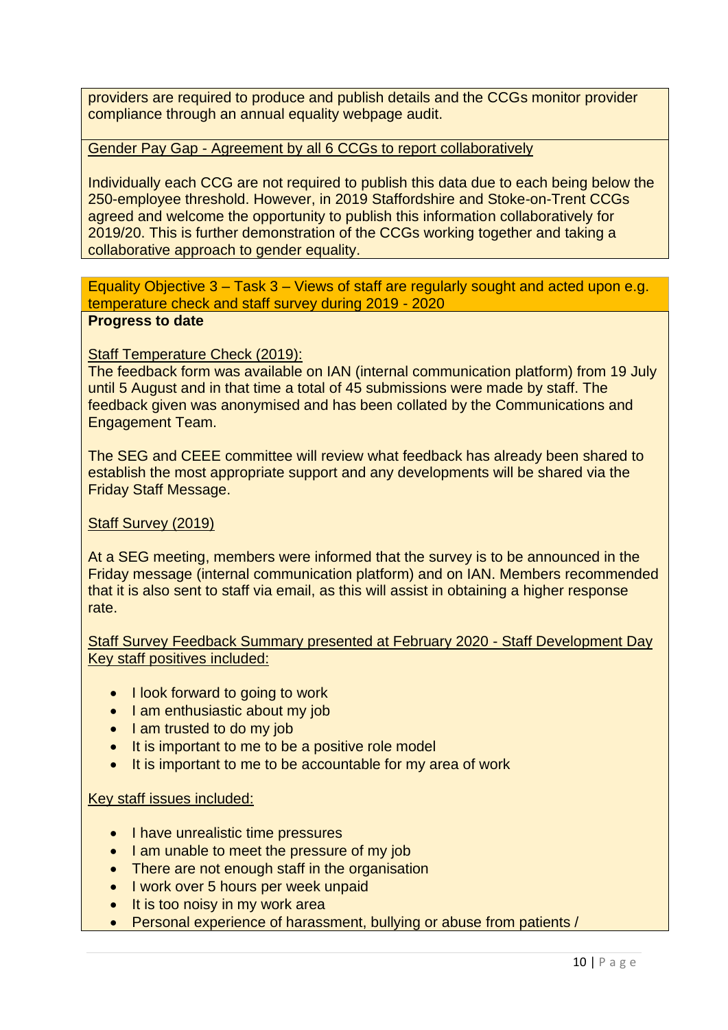providers are required to produce and publish details and the CCGs monitor provider compliance through an annual equality webpage audit.

Gender Pay Gap - Agreement by all 6 CCGs to report collaboratively

Individually each CCG are not required to publish this data due to each being below the 250-employee threshold. However, in 2019 Staffordshire and Stoke-on-Trent CCGs agreed and welcome the opportunity to publish this information collaboratively for 2019/20. This is further demonstration of the CCGs working together and taking a collaborative approach to gender equality.

### Equality Objective 3 – Task 3 – Views of staff are regularly sought and acted upon e.g. temperature check and staff survey during 2019 - 2020

**Progress to date**

Staff Temperature Check (2019):

The feedback form was available on IAN (internal communication platform) from 19 July until 5 August and in that time a total of 45 submissions were made by staff. The feedback given was anonymised and has been collated by the Communications and Engagement Team.

The SEG and CEEE committee will review what feedback has already been shared to establish the most appropriate support and any developments will be shared via the Friday Staff Message.

Staff Survey (2019)

At a SEG meeting, members were informed that the survey is to be announced in the Friday message (internal communication platform) and on IAN. Members recommended that it is also sent to staff via email, as this will assist in obtaining a higher response rate.

Staff Survey Feedback Summary presented at February 2020 - Staff Development Day

Key staff positives included:

- I look forward to going to work
- I am enthusiastic about my job
- I am trusted to do my job
- It is important to me to be a positive role model
- It is important to me to be accountable for my area of work

Key staff issues included:

- I have unrealistic time pressures
- I am unable to meet the pressure of my job
- There are not enough staff in the organisation
- I work over 5 hours per week unpaid
- It is too noisy in my work area
- Personal experience of harassment, bullying or abuse from patients /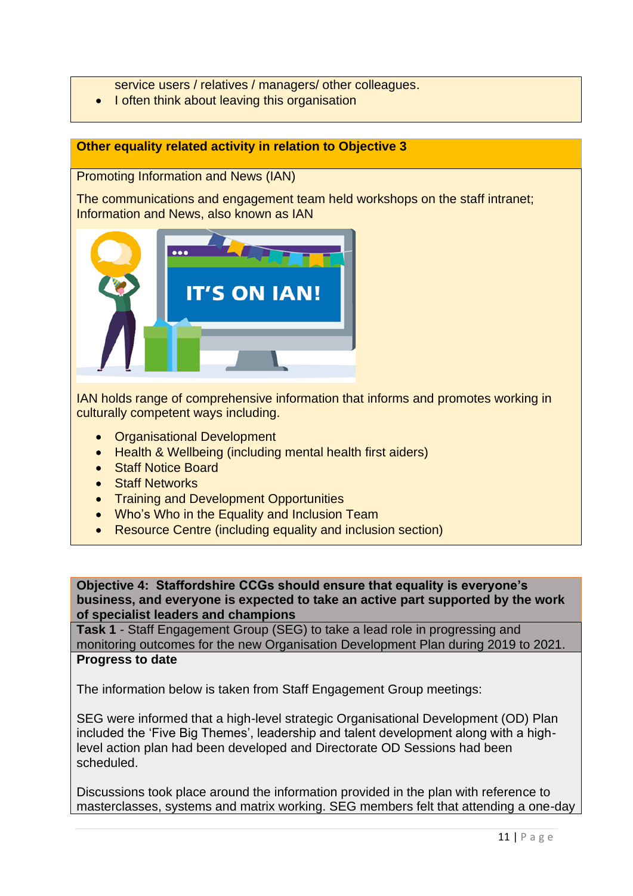service users / relatives / managers/ other colleagues.

- I often think about leaving this organisation

**Other equality related activity in relation to Objective 3**

Promoting Information and News (IAN)

The communications and engagement team held workshops on the staff intranet; Information and News, also known as IAN

IAN holds range of comprehensive information that informs and promotes working in culturally competent ways including.

- Organisational Development
- Health & Wellbeing (including mental health first aiders)
- Staff Notice Board
- Staff Networks
- Training and Development Opportunities
- Who's Who in the Equality and Inclusion Team
- Resource Centre (including equality and inclusion section)

**Objective 4: Staffordshire CCGs should ensure that equality is everyone's business, and everyone is expected to take an active part supported by the work of specialist leaders and champions**

**Task 1** - Staff Engagement Group (SEG) to take a lead role in progressing and monitoring outcomes for the new Organisation Development Plan during 2019 to 2021.

**Progress to date**

The information below is taken from Staff Engagement Group meetings:

SEG were informed that a high-level strategic Organisational Development (OD) Plan included the 'Five Big Themes', leadership and talent development along with a high-level action plan had been developed and Directorate OD Sessions had been scheduled.

Discussions took place around the information provided in the plan with reference to masterclasses, systems and matrix working. SEG members felt that attending a one-day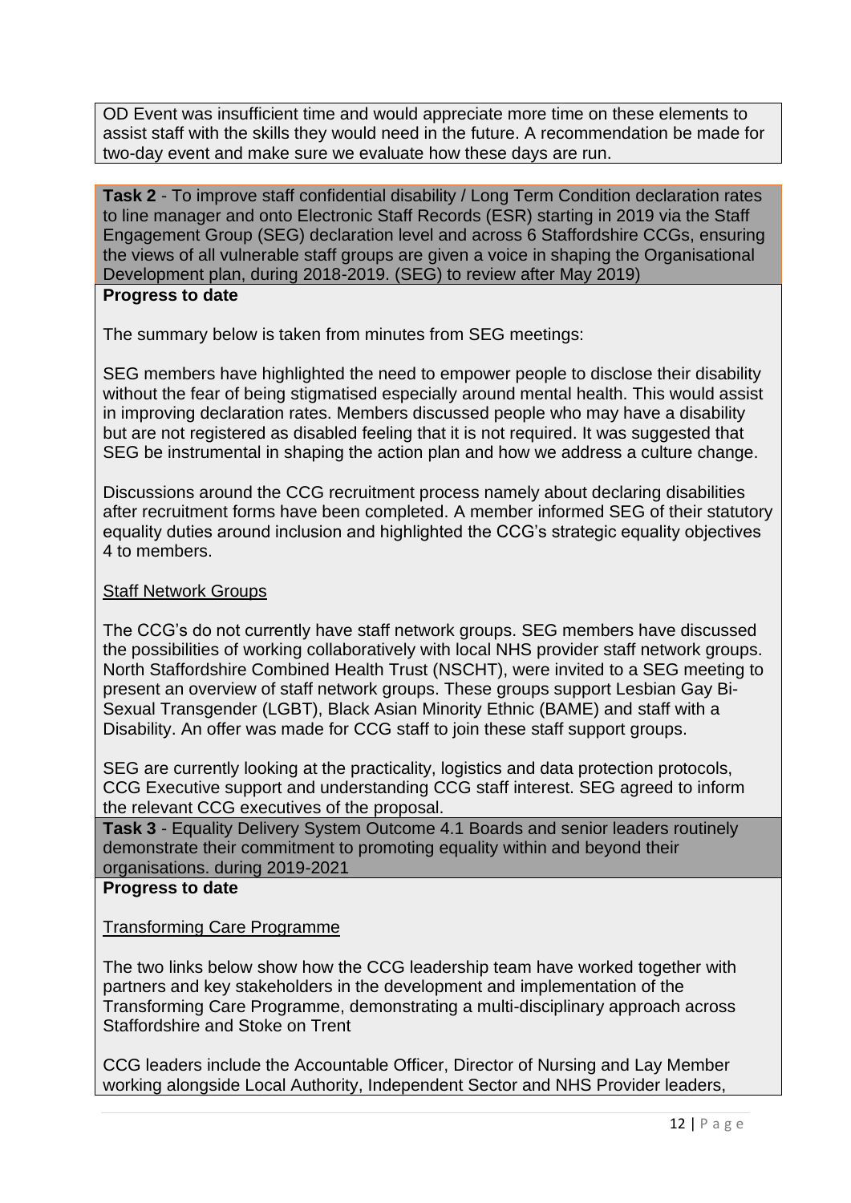OD Event was insufficient time and would appreciate more time on these elements to assist staff with the skills they would need in the future. A recommendation be made for two-day event and make sure we evaluate how these days are run.

**Task 2** - To improve staff confidential disability / Long Term Condition declaration rates to line manager and onto Electronic Staff Records (ESR) starting in 2019 via the Staff Engagement Group (SEG) declaration level and across 6 Staffordshire CCGs, ensuring the views of all vulnerable staff groups are given a voice in shaping the Organisational Development plan, during 2018-2019. (SEG) to review after May 2019)

**Progress to date**

The summary below is taken from minutes from SEG meetings:

SEG members have highlighted the need to empower people to disclose their disability without the fear of being stigmatised especially around mental health. This would assist in improving declaration rates. Members discussed people who may have a disability but are not registered as disabled feeling that it is not required. It was suggested that SEG be instrumental in shaping the action plan and how we address a culture change.

Discussions around the CCG recruitment process namely about declaring disabilities after recruitment forms have been completed. A member informed SEG of their statutory equality duties around inclusion and highlighted the CCG's strategic equality objectives 4 to members.

Staff Network Groups

The CCG's do not currently have staff network groups. SEG members have discussed the possibilities of working collaboratively with local NHS provider staff network groups. North Staffordshire Combined Health Trust (NSCHT), were invited to a SEG meeting to present an overview of staff network groups. These groups support Lesbian Gay Bi-Sexual Transgender (LGBT), Black Asian Minority Ethnic (BAME) and staff with a Disability. An offer was made for CCG staff to join these staff support groups.

SEG are currently looking at the practicality, logistics and data protection protocols, CCG Executive support and understanding CCG staff interest. SEG agreed to inform the relevant CCG executives of the proposal.

**Task 3** - Equality Delivery System Outcome 4.1 Boards and senior leaders routinely demonstrate their commitment to promoting equality within and beyond their organisations. during 2019-2021

**Progress to date**

Transforming Care Programme

The two links below show how the CCG leadership team have worked together with partners and key stakeholders in the development and implementation of the Transforming Care Programme, demonstrating a multi-disciplinary approach across Staffordshire and Stoke on Trent

CCG leaders include the Accountable Officer, Director of Nursing and Lay Member working alongside Local Authority, Independent Sector and NHS Provider leaders,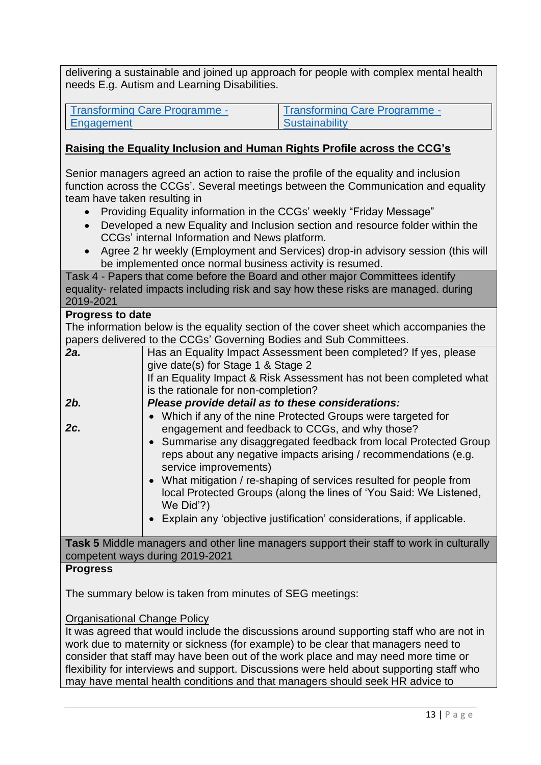delivering a sustainable and joined up approach for people with complex mental health needs E.g. Autism and Learning Disabilities.

| Transforming Care Programme - Engagement | Transforming Care Programme - Sustainability |
|---|---|

**Raising the Equality Inclusion and Human Rights Profile across the CCG's**

Senior managers agreed an action to raise the profile of the equality and inclusion function across the CCGs'. Several meetings between the Communication and equality team have taken resulting in

- Providing Equality information in the CCGs' weekly "Friday Message"
- Developed a new Equality and Inclusion section and resource folder within the CCGs' internal Information and News platform.
- Agree 2 hr weekly (Employment and Services) drop-in advisory session (this will be implemented once normal business activity is resumed.

Task 4 - Papers that come before the Board and other major Committees identify equality- related impacts including risk and say how these risks are managed. during 2019-2021

**Progress to date**

The information below is the equality section of the cover sheet which accompanies the papers delivered to the CCGs' Governing Bodies and Sub Committees.

| | |
|---|---|
| ***2a.*** | Has an Equality Impact Assessment been completed? If yes, please give date(s) for Stage 1 & Stage 2<br>If an Equality Impact & Risk Assessment has not been completed what is the rationale for non-completion? |
| ***2b.*** | ***Please provide detail as to these considerations:*** |
| ***2c.*** | • Which if any of the nine Protected Groups were targeted for engagement and feedback to CCGs, and why those?<br>• Summarise any disaggregated feedback from local Protected Group reps about any negative impacts arising / recommendations (e.g. service improvements)<br>• What mitigation / re-shaping of services resulted for people from local Protected Groups (along the lines of 'You Said: We Listened, We Did'?)<br>• Explain any 'objective justification' considerations, if applicable. |

**Task 5** Middle managers and other line managers support their staff to work in culturally competent ways during 2019-2021

**Progress**

The summary below is taken from minutes of SEG meetings:

Organisational Change Policy

It was agreed that would include the discussions around supporting staff who are not in work due to maternity or sickness (for example) to be clear that managers need to consider that staff may have been out of the work place and may need more time or flexibility for interviews and support. Discussions were held about supporting staff who may have mental health conditions and that managers should seek HR advice to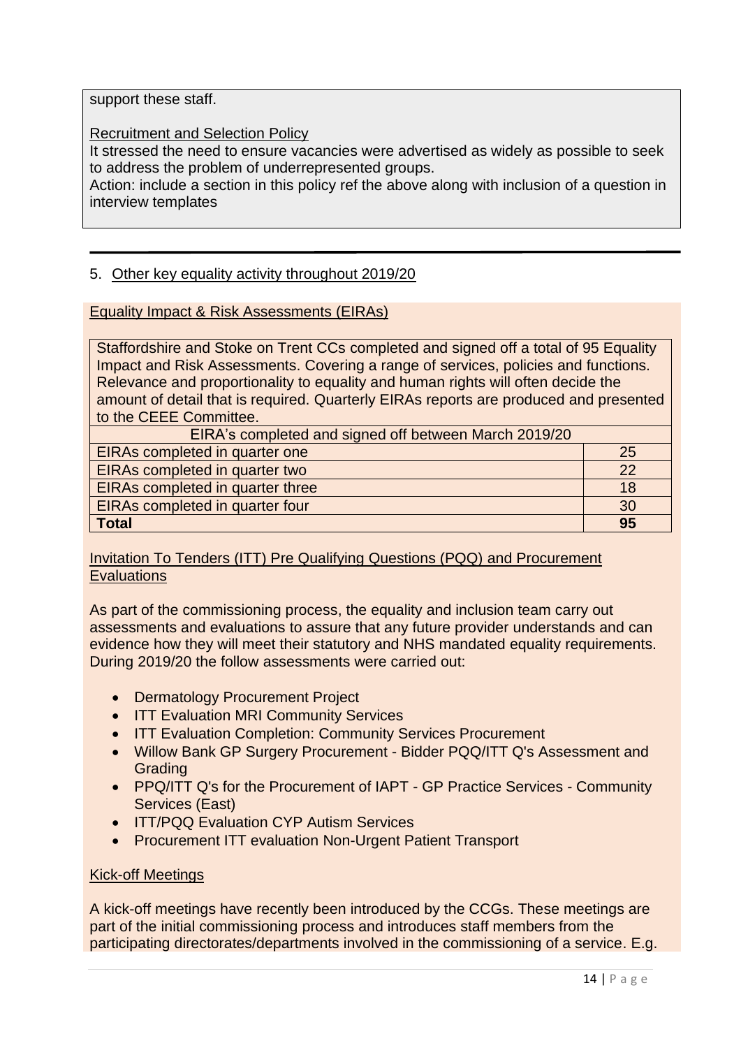support these staff.

Recruitment and Selection Policy

It stressed the need to ensure vacancies were advertised as widely as possible to seek to address the problem of underrepresented groups.

Action: include a section in this policy ref the above along with inclusion of a question in interview templates

---

## 5. Other key equality activity throughout 2019/20

### Equality Impact & Risk Assessments (EIRAs)

Staffordshire and Stoke on Trent CCs completed and signed off a total of 95 Equality Impact and Risk Assessments. Covering a range of services, policies and functions. Relevance and proportionality to equality and human rights will often decide the amount of detail that is required. Quarterly EIRAs reports are produced and presented to the CEEE Committee.

| EIRA's completed and signed off between March 2019/20 | |
|---|---|
| EIRAs completed in quarter one | 25 |
| EIRAs completed in quarter two | 22 |
| EIRAs completed in quarter three | 18 |
| EIRAs completed in quarter four | 30 |
| **Total** | **95** |

### Invitation To Tenders (ITT) Pre Qualifying Questions (PQQ) and Procurement Evaluations

As part of the commissioning process, the equality and inclusion team carry out assessments and evaluations to assure that any future provider understands and can evidence how they will meet their statutory and NHS mandated equality requirements. During 2019/20 the follow assessments were carried out:

- Dermatology Procurement Project
- ITT Evaluation MRI Community Services
- ITT Evaluation Completion: Community Services Procurement
- Willow Bank GP Surgery Procurement - Bidder PQQ/ITT Q's Assessment and Grading
- PPQ/ITT Q's for the Procurement of IAPT - GP Practice Services - Community Services (East)
- ITT/PQQ Evaluation CYP Autism Services
- Procurement ITT evaluation Non-Urgent Patient Transport

### Kick-off Meetings

A kick-off meetings have recently been introduced by the CCGs. These meetings are part of the initial commissioning process and introduces staff members from the participating directorates/departments involved in the commissioning of a service. E.g.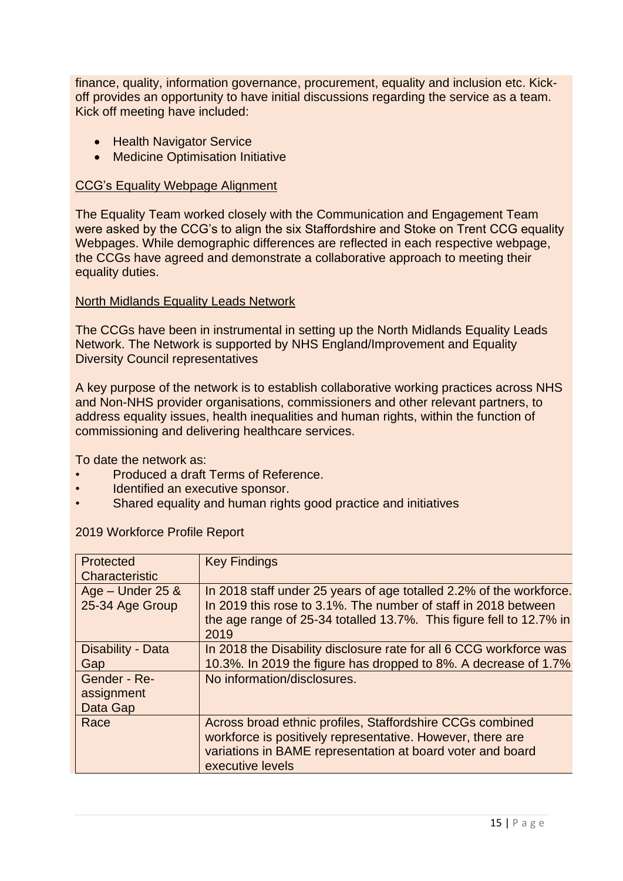finance, quality, information governance, procurement, equality and inclusion etc. Kick-off provides an opportunity to have initial discussions regarding the service as a team. Kick off meeting have included:

- Health Navigator Service
- Medicine Optimisation Initiative

CCG's Equality Webpage Alignment

The Equality Team worked closely with the Communication and Engagement Team were asked by the CCG's to align the six Staffordshire and Stoke on Trent CCG equality Webpages. While demographic differences are reflected in each respective webpage, the CCGs have agreed and demonstrate a collaborative approach to meeting their equality duties.

North Midlands Equality Leads Network

The CCGs have been in instrumental in setting up the North Midlands Equality Leads Network. The Network is supported by NHS England/Improvement and Equality Diversity Council representatives

A key purpose of the network is to establish collaborative working practices across NHS and Non-NHS provider organisations, commissioners and other relevant partners, to address equality issues, health inequalities and human rights, within the function of commissioning and delivering healthcare services.

To date the network as:

- Produced a draft Terms of Reference.
- Identified an executive sponsor.
- Shared equality and human rights good practice and initiatives

2019 Workforce Profile Report

| Protected Characteristic | Key Findings |
|---|---|
| Age – Under 25 & 25-34 Age Group | In 2018 staff under 25 years of age totalled 2.2% of the workforce. In 2019 this rose to 3.1%. The number of staff in 2018 between the age range of 25-34 totalled 13.7%. This figure fell to 12.7% in 2019 |
| Disability - Data Gap | In 2018 the Disability disclosure rate for all 6 CCG workforce was 10.3%. In 2019 the figure has dropped to 8%. A decrease of 1.7% |
| Gender - Re-assignment Data Gap | No information/disclosures. |
| Race | Across broad ethnic profiles, Staffordshire CCGs combined workforce is positively representative. However, there are variations in BAME representation at board voter and board executive levels |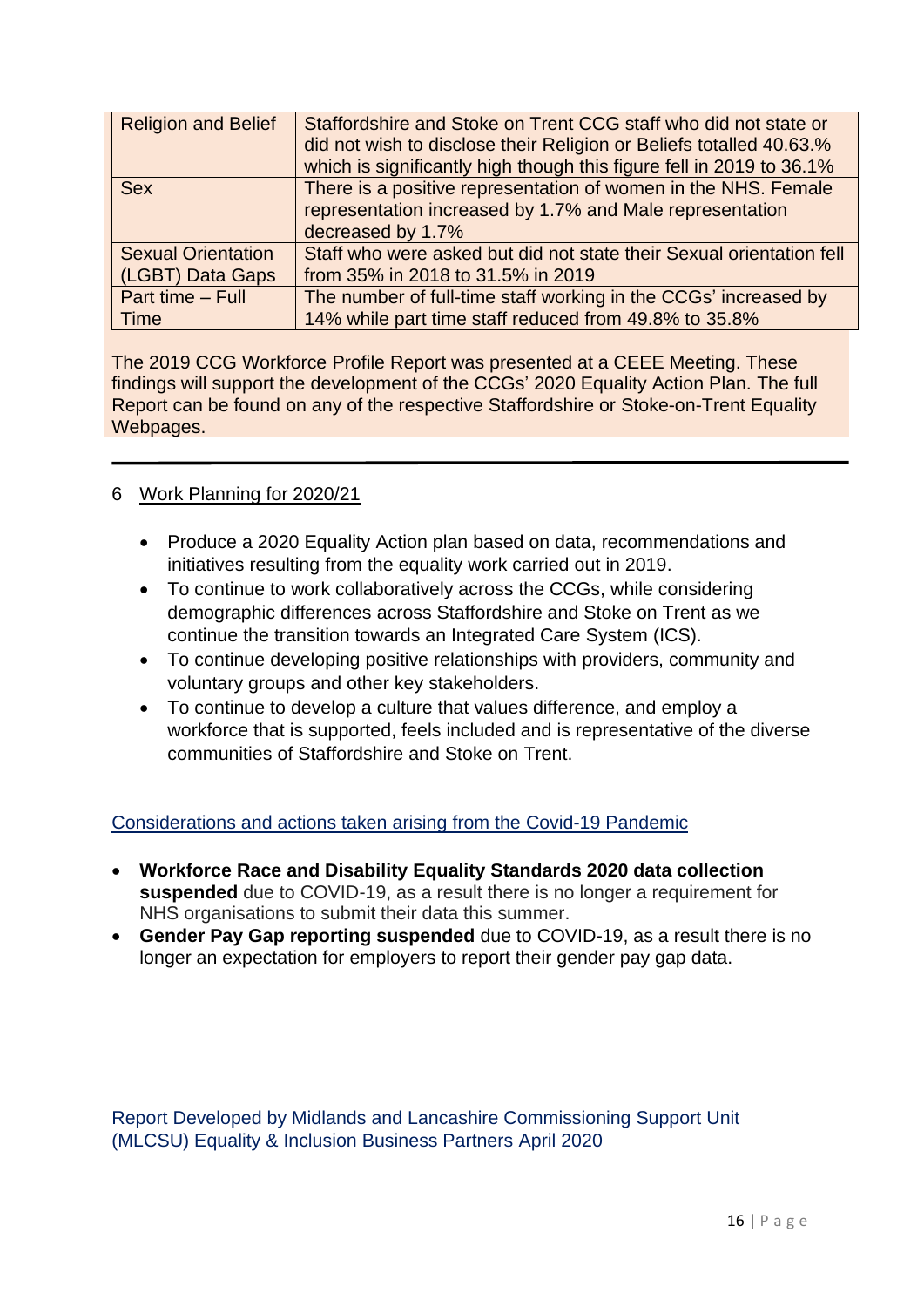| | |
|---|---|
| Religion and Belief | Staffordshire and Stoke on Trent CCG staff who did not state or did not wish to disclose their Religion or Beliefs totalled 40.63.% which is significantly high though this figure fell in 2019 to 36.1% |
| Sex | There is a positive representation of women in the NHS. Female representation increased by 1.7% and Male representation decreased by 1.7% |
| Sexual Orientation (LGBT) Data Gaps | Staff who were asked but did not state their Sexual orientation fell from 35% in 2018 to 31.5% in 2019 |
| Part time – Full Time | The number of full-time staff working in the CCGs' increased by 14% while part time staff reduced from 49.8% to 35.8% |

The 2019 CCG Workforce Profile Report was presented at a CEEE Meeting. These findings will support the development of the CCGs' 2020 Equality Action Plan. The full Report can be found on any of the respective Staffordshire or Stoke-on-Trent Equality Webpages.

---

## 6 Work Planning for 2020/21

- Produce a 2020 Equality Action plan based on data, recommendations and initiatives resulting from the equality work carried out in 2019.
- To continue to work collaboratively across the CCGs, while considering demographic differences across Staffordshire and Stoke on Trent as we continue the transition towards an Integrated Care System (ICS).
- To continue developing positive relationships with providers, community and voluntary groups and other key stakeholders.
- To continue to develop a culture that values difference, and employ a workforce that is supported, feels included and is representative of the diverse communities of Staffordshire and Stoke on Trent.

### Considerations and actions taken arising from the Covid-19 Pandemic

- **Workforce Race and Disability Equality Standards 2020 data collection suspended** due to COVID-19, as a result there is no longer a requirement for NHS organisations to submit their data this summer.
- **Gender Pay Gap reporting suspended** due to COVID-19, as a result there is no longer an expectation for employers to report their gender pay gap data.

Report Developed by Midlands and Lancashire Commissioning Support Unit (MLCSU) Equality & Inclusion Business Partners April 2020